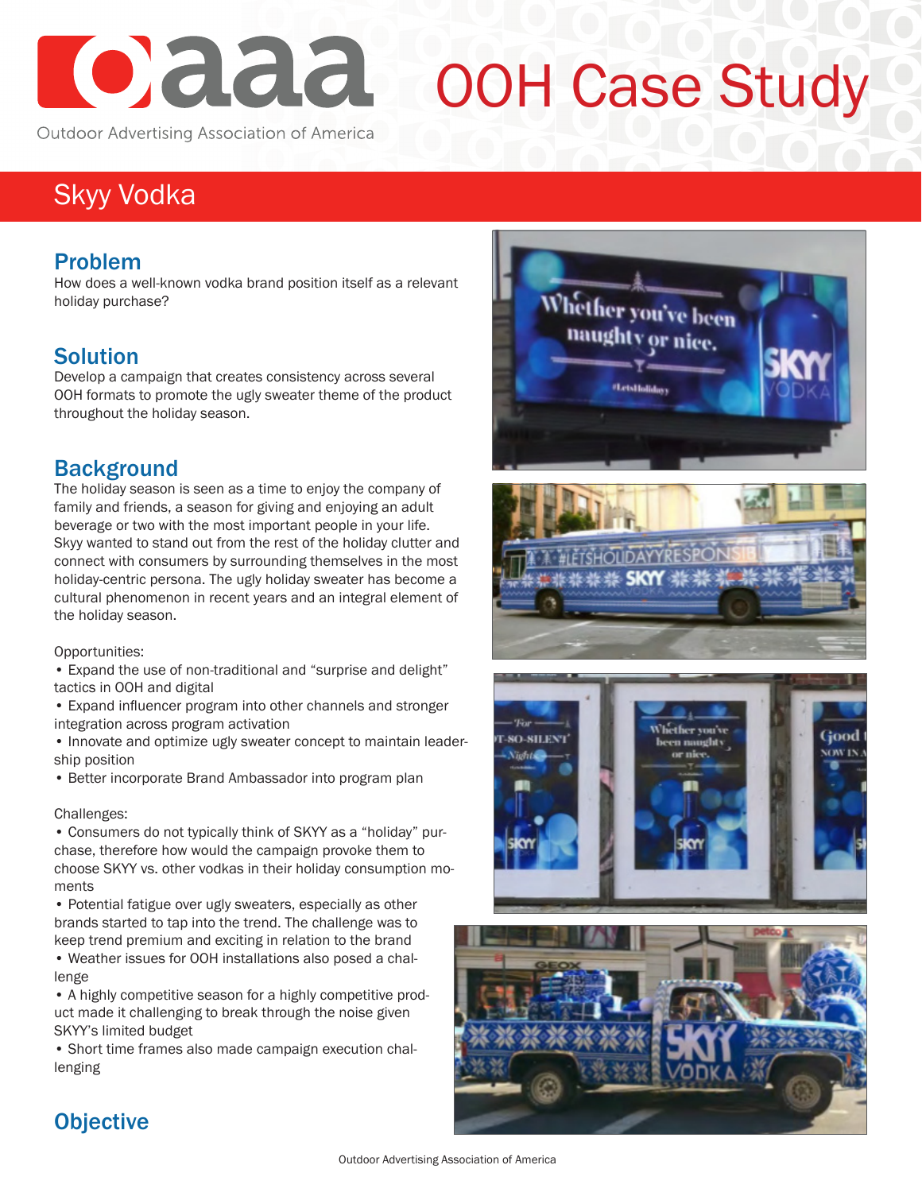# OOH Case Study

Outdoor Advertising Association of America

## Skyy Vodka

### Problem

How does a well-known vodka brand position itself as a relevant holiday purchase?

### Solution

Develop a campaign that creates consistency across several OOH formats to promote the ugly sweater theme of the product throughout the holiday season.

### Background

The holiday season is seen as a time to enjoy the company of family and friends, a season for giving and enjoying an adult beverage or two with the most important people in your life. Skyy wanted to stand out from the rest of the holiday clutter and connect with consumers by surrounding themselves in the most holiday-centric persona. The ugly holiday sweater has become a cultural phenomenon in recent years and an integral element of the holiday season.

Opportunities:

- Expand the use of non-traditional and "surprise and delight" tactics in OOH and digital
- Expand influencer program into other channels and stronger integration across program activation
- Innovate and optimize ugly sweater concept to maintain leadership position
- Better incorporate Brand Ambassador into program plan

Challenges:

- Consumers do not typically think of SKYY as a "holiday" purchase, therefore how would the campaign provoke them to choose SKYY vs. other vodkas in their holiday consumption moments
- Potential fatigue over ugly sweaters, especially as other brands started to tap into the trend. The challenge was to keep trend premium and exciting in relation to the brand
- Weather issues for OOH installations also posed a challenge
- A highly competitive season for a highly competitive product made it challenging to break through the noise given SKYY's limited budget
- Short time frames also made campaign execution challenging

### Objective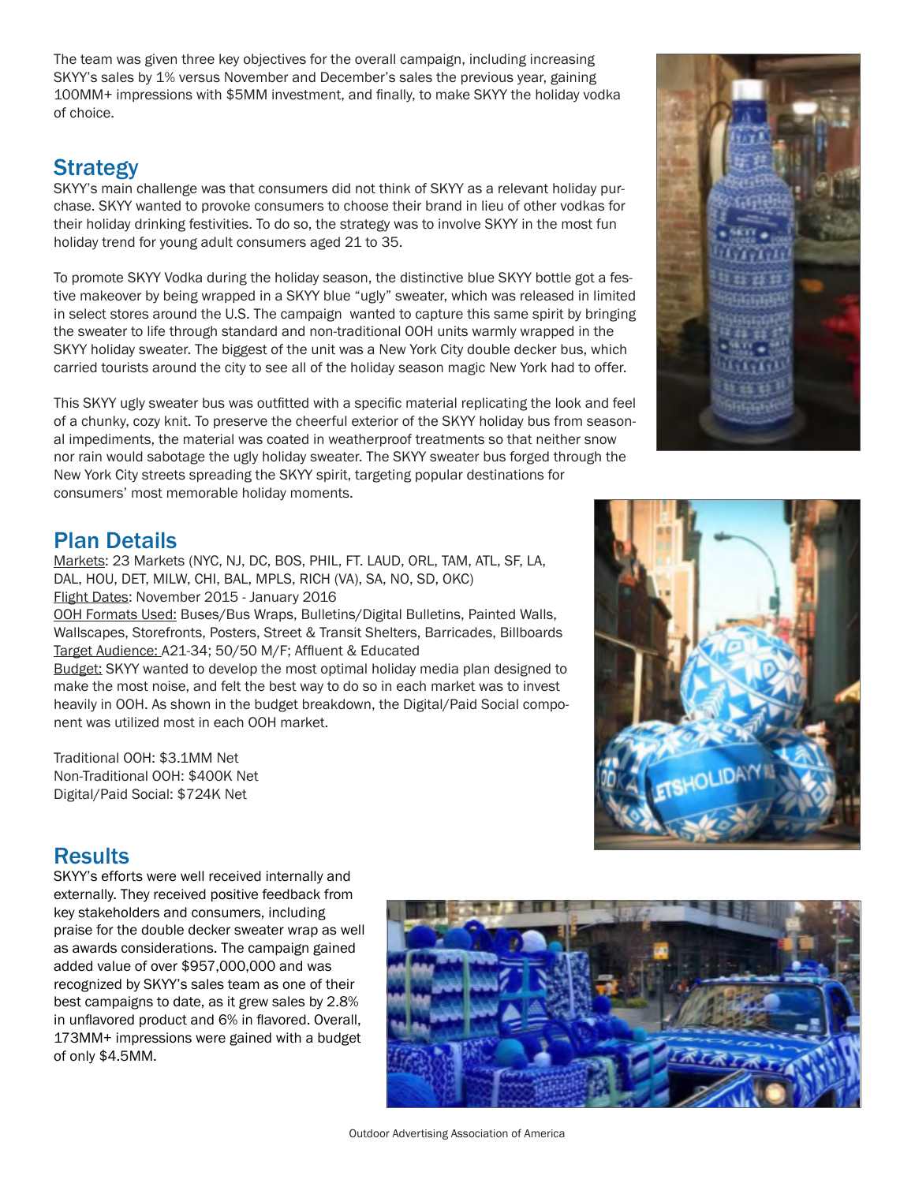The team was given three key objectives for the overall campaign, including increasing SKYY's sales by 1% versus November and December's sales the previous year, gaining 100MM+ impressions with $5MM investment, and finally, to make SKYY the holiday vodka of choice.

## Strategy

SKYY's main challenge was that consumers did not think of SKYY as a relevant holiday purchase. SKYY wanted to provoke consumers to choose their brand in lieu of other vodkas for their holiday drinking festivities. To do so, the strategy was to involve SKYY in the most fun holiday trend for young adult consumers aged 21 to 35.

To promote SKYY Vodka during the holiday season, the distinctive blue SKYY bottle got a festive makeover by being wrapped in a SKYY blue "ugly" sweater, which was released in limited in select stores around the U.S. The campaign wanted to capture this same spirit by bringing the sweater to life through standard and non-traditional OOH units warmly wrapped in the SKYY holiday sweater. The biggest of the unit was a New York City double decker bus, which carried tourists around the city to see all of the holiday season magic New York had to offer.

This SKYY ugly sweater bus was outfitted with a specific material replicating the look and feel of a chunky, cozy knit. To preserve the cheerful exterior of the SKYY holiday bus from seasonal impediments, the material was coated in weatherproof treatments so that neither snow nor rain would sabotage the ugly holiday sweater. The SKYY sweater bus forged through the New York City streets spreading the SKYY spirit, targeting popular destinations for consumers' most memorable holiday moments.

## Plan Details

Markets: 23 Markets (NYC, NJ, DC, BOS, PHIL, FT. LAUD, ORL, TAM, ATL, SF, LA, DAL, HOU, DET, MILW, CHI, BAL, MPLS, RICH (VA), SA, NO, SD, OKC)
Flight Dates: November 2015 - January 2016
OOH Formats Used: Buses/Bus Wraps, Bulletins/Digital Bulletins, Painted Walls, Wallscapes, Storefronts, Posters, Street & Transit Shelters, Barricades, Billboards
Target Audience: A21-34; 50/50 M/F; Affluent & Educated
Budget: SKYY wanted to develop the most optimal holiday media plan designed to make the most noise, and felt the best way to do so in each market was to invest heavily in OOH. As shown in the budget breakdown, the Digital/Paid Social component was utilized most in each OOH market.

Traditional OOH: $3.1MM Net
Non-Traditional OOH: $400K Net
Digital/Paid Social: $724K Net

## Results

SKYY's efforts were well received internally and externally. They received positive feedback from key stakeholders and consumers, including praise for the double decker sweater wrap as well as awards considerations. The campaign gained added value of over $957,000,000 and was recognized by SKYY's sales team as one of their best campaigns to date, as it grew sales by 2.8% in unflavored product and 6% in flavored. Overall, 173MM+ impressions were gained with a budget of only $4.5MM.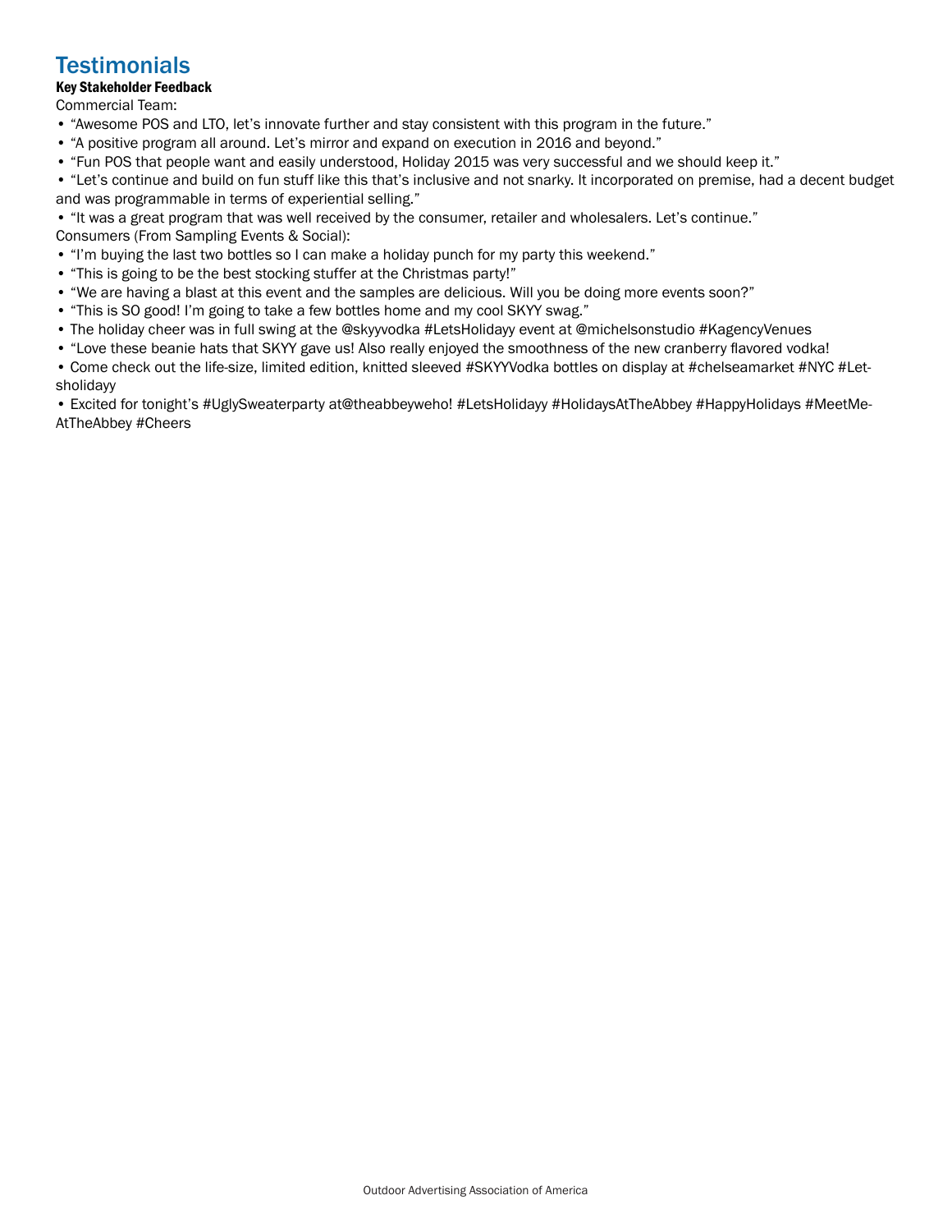# Testimonials

**Key Stakeholder Feedback**

Commercial Team:

- "Awesome POS and LTO, let's innovate further and stay consistent with this program in the future."
- "A positive program all around. Let's mirror and expand on execution in 2016 and beyond."
- "Fun POS that people want and easily understood, Holiday 2015 was very successful and we should keep it."
- "Let's continue and build on fun stuff like this that's inclusive and not snarky. It incorporated on premise, had a decent budget and was programmable in terms of experiential selling."
- "It was a great program that was well received by the consumer, retailer and wholesalers. Let's continue."

Consumers (From Sampling Events & Social):

- "I'm buying the last two bottles so I can make a holiday punch for my party this weekend."
- "This is going to be the best stocking stuffer at the Christmas party!"
- "We are having a blast at this event and the samples are delicious. Will you be doing more events soon?"
- "This is SO good! I'm going to take a few bottles home and my cool SKYY swag."
- The holiday cheer was in full swing at the @skyyvodka #LetsHolidayy event at @michelsonstudio #KagencyVenues
- "Love these beanie hats that SKYY gave us! Also really enjoyed the smoothness of the new cranberry flavored vodka!
- Come check out the life-size, limited edition, knitted sleeved #SKYYVodka bottles on display at #chelseamarket #NYC #Letsholidayy
- Excited for tonight's #UglySweaterparty at@theabbeyweho! #LetsHolidayy #HolidaysAtTheAbbey #HappyHolidays #MeetMeAtTheAbbey #Cheers